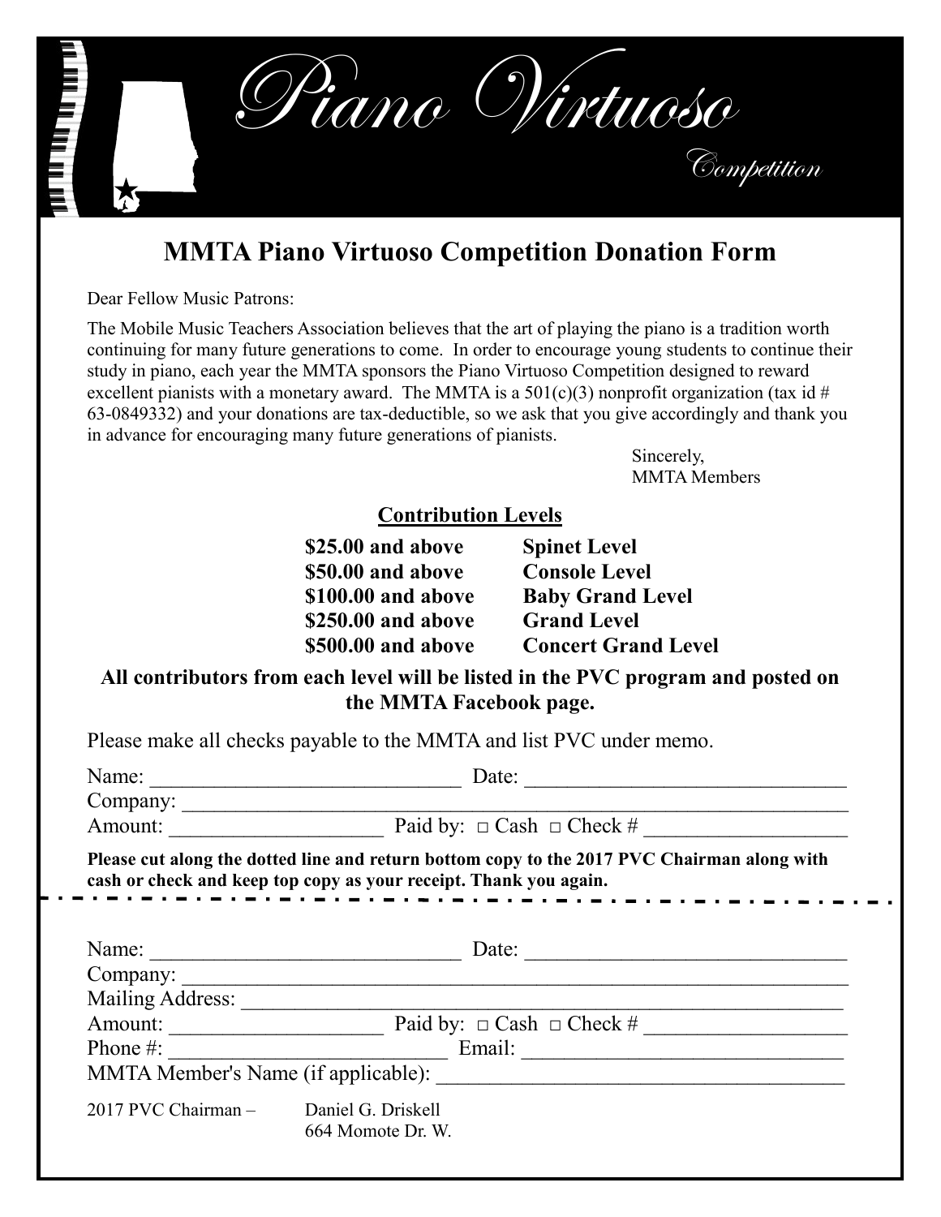# Piano Virtuoso

*Competition*

## MMTA Piano Virtuoso Competition Donation Form

Dear Fellow Music Patrons:

The Mobile Music Teachers Association believes that the art of playing the piano is a tradition worth continuing for many future generations to come. In order to encourage young students to continue their study in piano, each year the MMTA sponsors the Piano Virtuoso Competition designed to reward excellent pianists with a monetary award. The MMTA is a 501(c)(3) nonprofit organization (tax id # 63-0849332) and your donations are tax-deductible, so we ask that you give accordingly and thank you in advance for encouraging many future generations of pianists.

Sincerely,
MMTA Members

**Contribution Levels**

| | |
|---|---|
| **$25.00 and above** | **Spinet Level** |
| **$50.00 and above** | **Console Level** |
| **$100.00 and above** | **Baby Grand Level** |
| **$250.00 and above** | **Grand Level** |
| **$500.00 and above** | **Concert Grand Level** |

**All contributors from each level will be listed in the PVC program and posted on the MMTA Facebook page.**

Please make all checks payable to the MMTA and list PVC under memo.

Name: ____________________________ Date: ______________________________

Company: ____________________________________________________________

Amount: ___________________ Paid by: □ Cash □ Check # __________________

**Please cut along the dotted line and return bottom copy to the 2017 PVC Chairman along with cash or check and keep top copy as your receipt. Thank you again.**

- - - - - - - - - - - - - - - - - - - - - - - - - - - - - - - - - - - - - - - - - - - - -

Name: ____________________________ Date: ______________________________

Company: ____________________________________________________________

Mailing Address: _______________________________________________________

Amount: ___________________ Paid by: □ Cash □ Check # __________________

Phone #: __________________________ Email: ______________________________

MMTA Member's Name (if applicable): _____________________________________

2017 PVC Chairman – Daniel G. Driskell
664 Momote Dr. W.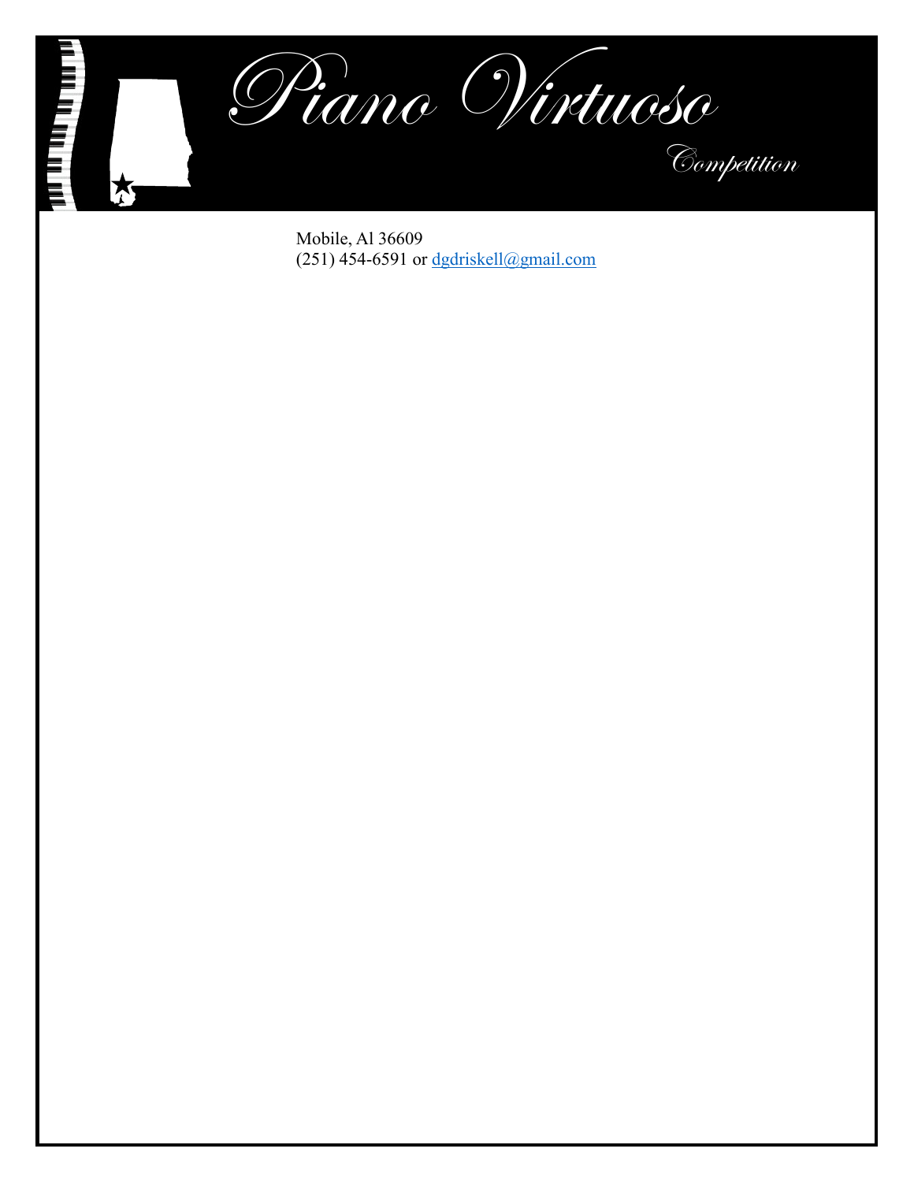# Piano Virtuoso

Competition

Mobile, Al 36609
(251) 454-6591 or dgdriskell@gmail.com